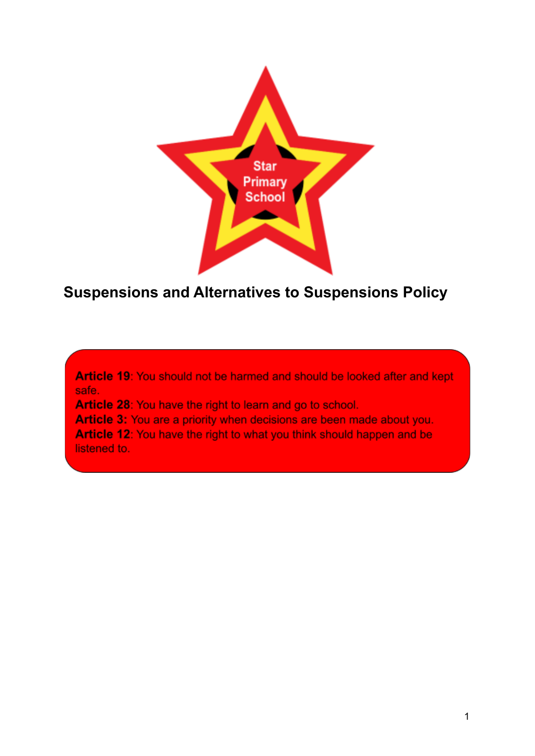Star Primary School

# Suspensions and Alternatives to Suspensions Policy

**Article 19**: You should not be harmed and should be looked after and kept safe.
**Article 28**: You have the right to learn and go to school.
**Article 3:** You are a priority when decisions are been made about you.
**Article 12**: You have the right to what you think should happen and be listened to.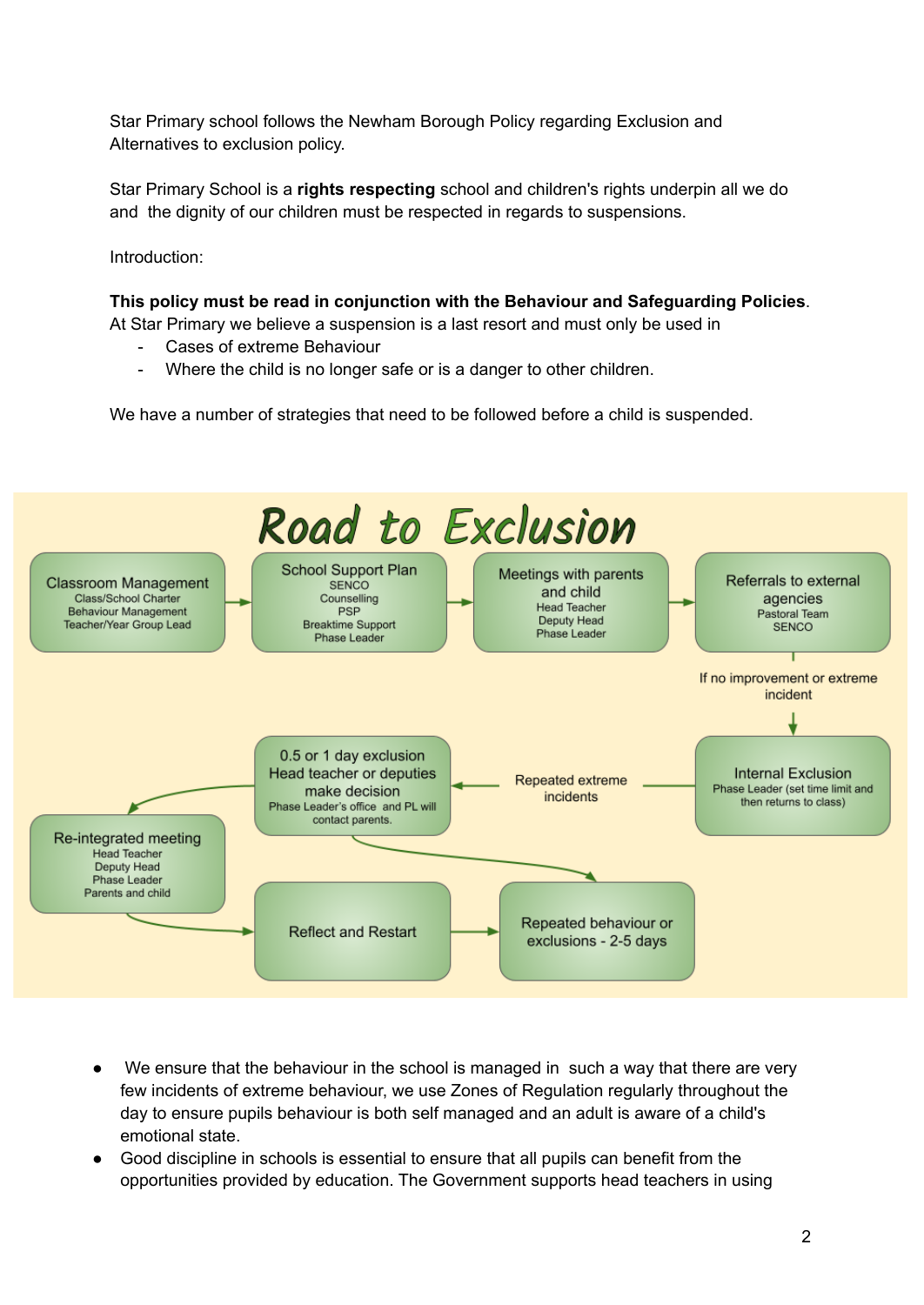Star Primary school follows the Newham Borough Policy regarding Exclusion and Alternatives to exclusion policy.

Star Primary School is a **rights respecting** school and children's rights underpin all we do and the dignity of our children must be respected in regards to suspensions.

Introduction:

**This policy must be read in conjunction with the Behaviour and Safeguarding Policies**.
At Star Primary we believe a suspension is a last resort and must only be used in

- Cases of extreme Behaviour
- Where the child is no longer safe or is a danger to other children.

We have a number of strategies that need to be followed before a child is suspended.

## Road to Exclusion

1. **Classroom Management** – Class/School Charter, Behaviour Management, Teacher/Year Group Lead
2. **School Support Plan** – SENCO, Counselling, PSP, Breaktime Support, Phase Leader
3. **Meetings with parents and child** – Head Teacher, Deputy Head, Phase Leader
4. **Referrals to external agencies** – Pastoral Team, SENCO

If no improvement or extreme incident

5. **Internal Exclusion** – Phase Leader (set time limit and then returns to class)

Repeated extreme incidents

6. **0.5 or 1 day exclusion** – Head teacher or deputies make decision. Phase Leader's office and PL will contact parents.
7. **Re-integrated meeting** – Head Teacher, Deputy Head, Phase Leader, Parents and child
8. **Reflect and Restart**
9. **Repeated behaviour or exclusions - 2-5 days**

- We ensure that the behaviour in the school is managed in such a way that there are very few incidents of extreme behaviour, we use Zones of Regulation regularly throughout the day to ensure pupils behaviour is both self managed and an adult is aware of a child's emotional state.
- Good discipline in schools is essential to ensure that all pupils can benefit from the opportunities provided by education. The Government supports head teachers in using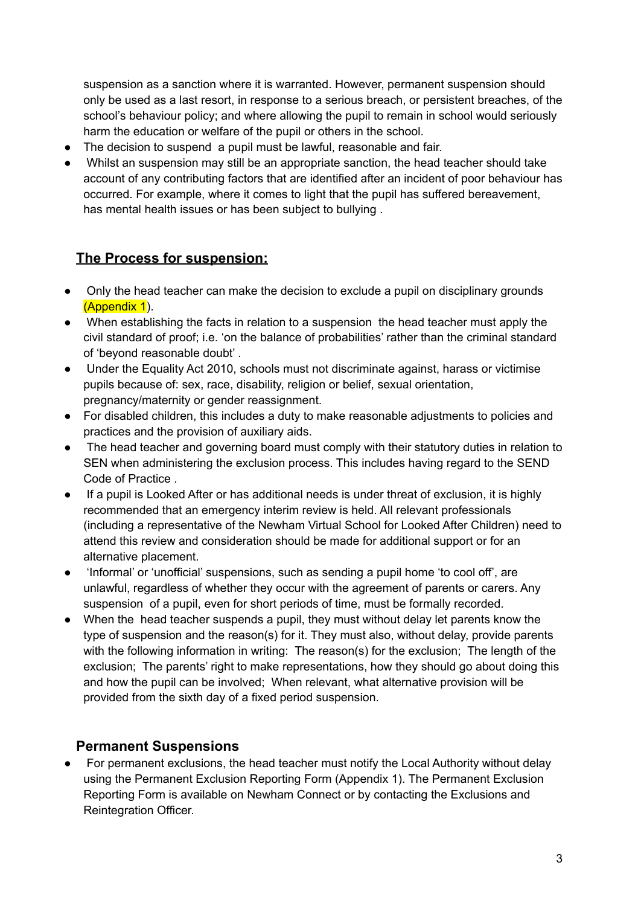suspension as a sanction where it is warranted. However, permanent suspension should only be used as a last resort, in response to a serious breach, or persistent breaches, of the school's behaviour policy; and where allowing the pupil to remain in school would seriously harm the education or welfare of the pupil or others in the school.

- The decision to suspend a pupil must be lawful, reasonable and fair.
- Whilst an suspension may still be an appropriate sanction, the head teacher should take account of any contributing factors that are identified after an incident of poor behaviour has occurred. For example, where it comes to light that the pupil has suffered bereavement, has mental health issues or has been subject to bullying .

## The Process for suspension:

- Only the head teacher can make the decision to exclude a pupil on disciplinary grounds (Appendix 1).
- When establishing the facts in relation to a suspension the head teacher must apply the civil standard of proof; i.e. 'on the balance of probabilities' rather than the criminal standard of 'beyond reasonable doubt' .
- Under the Equality Act 2010, schools must not discriminate against, harass or victimise pupils because of: sex, race, disability, religion or belief, sexual orientation, pregnancy/maternity or gender reassignment.
- For disabled children, this includes a duty to make reasonable adjustments to policies and practices and the provision of auxiliary aids.
- The head teacher and governing board must comply with their statutory duties in relation to SEN when administering the exclusion process. This includes having regard to the SEND Code of Practice .
- If a pupil is Looked After or has additional needs is under threat of exclusion, it is highly recommended that an emergency interim review is held. All relevant professionals (including a representative of the Newham Virtual School for Looked After Children) need to attend this review and consideration should be made for additional support or for an alternative placement.
- 'Informal' or 'unofficial' suspensions, such as sending a pupil home 'to cool off', are unlawful, regardless of whether they occur with the agreement of parents or carers. Any suspension of a pupil, even for short periods of time, must be formally recorded.
- When the head teacher suspends a pupil, they must without delay let parents know the type of suspension and the reason(s) for it. They must also, without delay, provide parents with the following information in writing: The reason(s) for the exclusion; The length of the exclusion; The parents' right to make representations, how they should go about doing this and how the pupil can be involved; When relevant, what alternative provision will be provided from the sixth day of a fixed period suspension.

## Permanent Suspensions

- For permanent exclusions, the head teacher must notify the Local Authority without delay using the Permanent Exclusion Reporting Form (Appendix 1). The Permanent Exclusion Reporting Form is available on Newham Connect or by contacting the Exclusions and Reintegration Officer.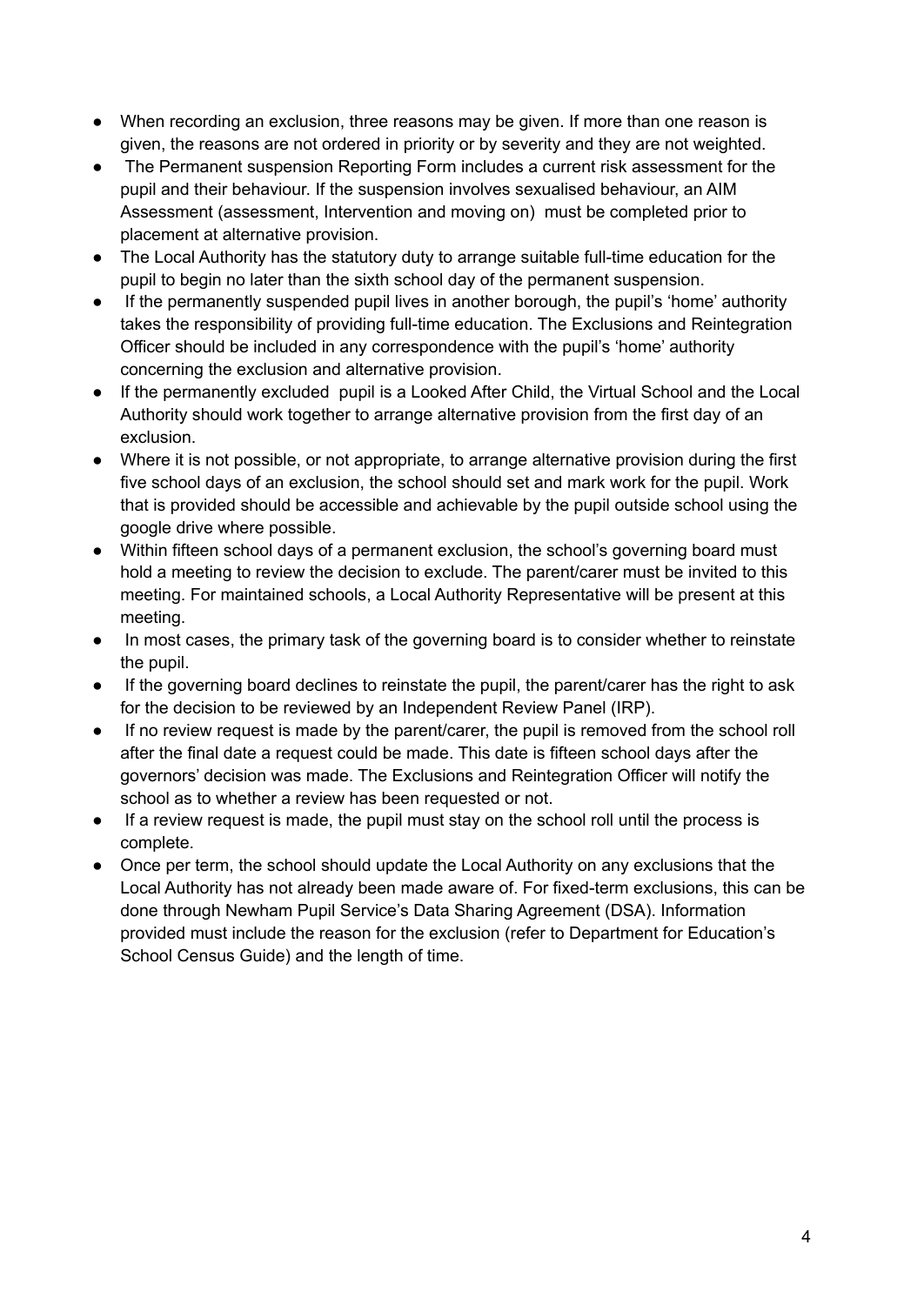- When recording an exclusion, three reasons may be given. If more than one reason is given, the reasons are not ordered in priority or by severity and they are not weighted.
- The Permanent suspension Reporting Form includes a current risk assessment for the pupil and their behaviour. If the suspension involves sexualised behaviour, an AIM Assessment (assessment, Intervention and moving on) must be completed prior to placement at alternative provision.
- The Local Authority has the statutory duty to arrange suitable full-time education for the pupil to begin no later than the sixth school day of the permanent suspension.
- If the permanently suspended pupil lives in another borough, the pupil's 'home' authority takes the responsibility of providing full-time education. The Exclusions and Reintegration Officer should be included in any correspondence with the pupil's 'home' authority concerning the exclusion and alternative provision.
- If the permanently excluded pupil is a Looked After Child, the Virtual School and the Local Authority should work together to arrange alternative provision from the first day of an exclusion.
- Where it is not possible, or not appropriate, to arrange alternative provision during the first five school days of an exclusion, the school should set and mark work for the pupil. Work that is provided should be accessible and achievable by the pupil outside school using the google drive where possible.
- Within fifteen school days of a permanent exclusion, the school's governing board must hold a meeting to review the decision to exclude. The parent/carer must be invited to this meeting. For maintained schools, a Local Authority Representative will be present at this meeting.
- In most cases, the primary task of the governing board is to consider whether to reinstate the pupil.
- If the governing board declines to reinstate the pupil, the parent/carer has the right to ask for the decision to be reviewed by an Independent Review Panel (IRP).
- If no review request is made by the parent/carer, the pupil is removed from the school roll after the final date a request could be made. This date is fifteen school days after the governors' decision was made. The Exclusions and Reintegration Officer will notify the school as to whether a review has been requested or not.
- If a review request is made, the pupil must stay on the school roll until the process is complete.
- Once per term, the school should update the Local Authority on any exclusions that the Local Authority has not already been made aware of. For fixed-term exclusions, this can be done through Newham Pupil Service's Data Sharing Agreement (DSA). Information provided must include the reason for the exclusion (refer to Department for Education's School Census Guide) and the length of time.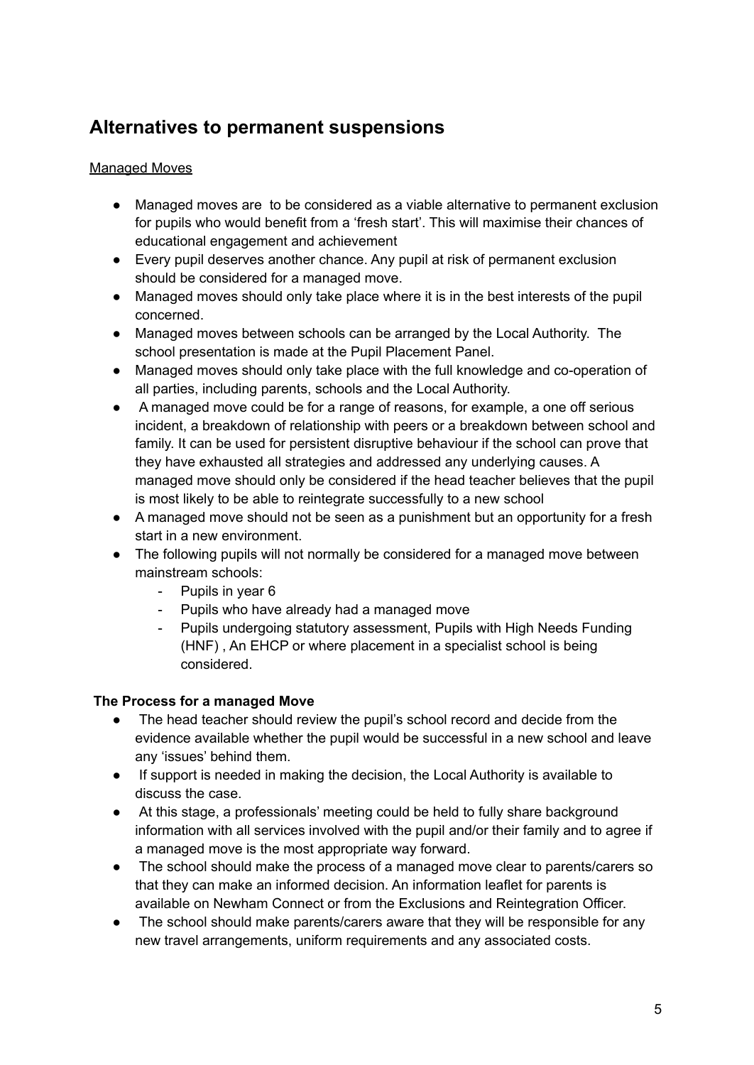## Alternatives to permanent suspensions

<u>Managed Moves</u>

- Managed moves are  to be considered as a viable alternative to permanent exclusion for pupils who would benefit from a 'fresh start'. This will maximise their chances of educational engagement and achievement
- Every pupil deserves another chance. Any pupil at risk of permanent exclusion should be considered for a managed move.
- Managed moves should only take place where it is in the best interests of the pupil concerned.
- Managed moves between schools can be arranged by the Local Authority.  The school presentation is made at the Pupil Placement Panel.
- Managed moves should only take place with the full knowledge and co-operation of all parties, including parents, schools and the Local Authority.
- A managed move could be for a range of reasons, for example, a one off serious incident, a breakdown of relationship with peers or a breakdown between school and family. It can be used for persistent disruptive behaviour if the school can prove that they have exhausted all strategies and addressed any underlying causes. A managed move should only be considered if the head teacher believes that the pupil is most likely to be able to reintegrate successfully to a new school
- A managed move should not be seen as a punishment but an opportunity for a fresh start in a new environment.
- The following pupils will not normally be considered for a managed move between mainstream schools:
    - Pupils in year 6
    - Pupils who have already had a managed move
    - Pupils undergoing statutory assessment, Pupils with High Needs Funding (HNF) , An EHCP or where placement in a specialist school is being considered.

**The Process for a managed Move**

- The head teacher should review the pupil's school record and decide from the evidence available whether the pupil would be successful in a new school and leave any 'issues' behind them.
- If support is needed in making the decision, the Local Authority is available to discuss the case.
- At this stage, a professionals' meeting could be held to fully share background information with all services involved with the pupil and/or their family and to agree if a managed move is the most appropriate way forward.
- The school should make the process of a managed move clear to parents/carers so that they can make an informed decision. An information leaflet for parents is available on Newham Connect or from the Exclusions and Reintegration Officer.
- The school should make parents/carers aware that they will be responsible for any new travel arrangements, uniform requirements and any associated costs.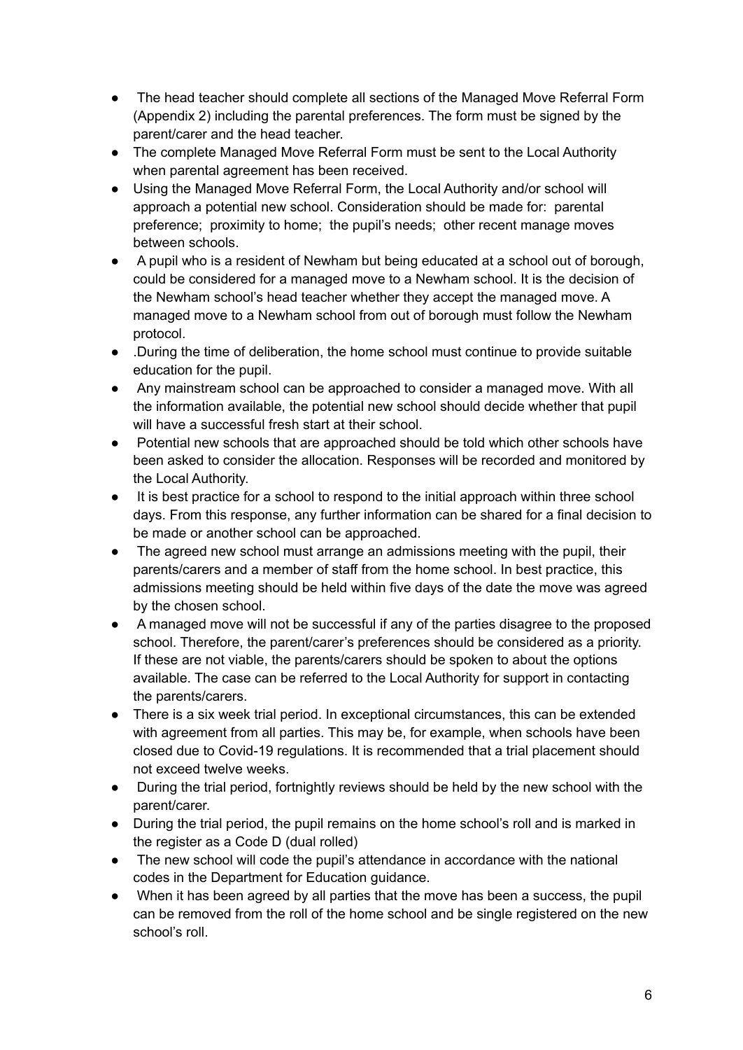- The head teacher should complete all sections of the Managed Move Referral Form (Appendix 2) including the parental preferences. The form must be signed by the parent/carer and the head teacher.
- The complete Managed Move Referral Form must be sent to the Local Authority when parental agreement has been received.
- Using the Managed Move Referral Form, the Local Authority and/or school will approach a potential new school. Consideration should be made for: parental preference; proximity to home; the pupil's needs; other recent manage moves between schools.
- A pupil who is a resident of Newham but being educated at a school out of borough, could be considered for a managed move to a Newham school. It is the decision of the Newham school's head teacher whether they accept the managed move. A managed move to a Newham school from out of borough must follow the Newham protocol.
- .During the time of deliberation, the home school must continue to provide suitable education for the pupil.
- Any mainstream school can be approached to consider a managed move. With all the information available, the potential new school should decide whether that pupil will have a successful fresh start at their school.
- Potential new schools that are approached should be told which other schools have been asked to consider the allocation. Responses will be recorded and monitored by the Local Authority.
- It is best practice for a school to respond to the initial approach within three school days. From this response, any further information can be shared for a final decision to be made or another school can be approached.
- The agreed new school must arrange an admissions meeting with the pupil, their parents/carers and a member of staff from the home school. In best practice, this admissions meeting should be held within five days of the date the move was agreed by the chosen school.
- A managed move will not be successful if any of the parties disagree to the proposed school. Therefore, the parent/carer's preferences should be considered as a priority. If these are not viable, the parents/carers should be spoken to about the options available. The case can be referred to the Local Authority for support in contacting the parents/carers.
- There is a six week trial period. In exceptional circumstances, this can be extended with agreement from all parties. This may be, for example, when schools have been closed due to Covid-19 regulations. It is recommended that a trial placement should not exceed twelve weeks.
- During the trial period, fortnightly reviews should be held by the new school with the parent/carer.
- During the trial period, the pupil remains on the home school's roll and is marked in the register as a Code D (dual rolled)
- The new school will code the pupil's attendance in accordance with the national codes in the Department for Education guidance.
- When it has been agreed by all parties that the move has been a success, the pupil can be removed from the roll of the home school and be single registered on the new school's roll.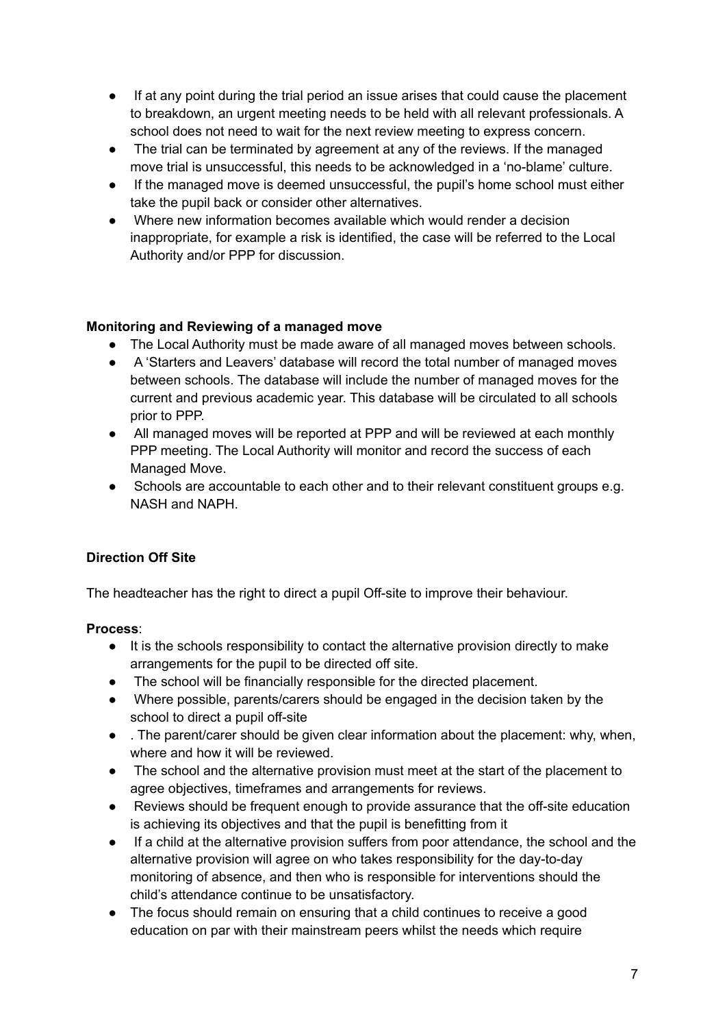- If at any point during the trial period an issue arises that could cause the placement to breakdown, an urgent meeting needs to be held with all relevant professionals. A school does not need to wait for the next review meeting to express concern.
- The trial can be terminated by agreement at any of the reviews. If the managed move trial is unsuccessful, this needs to be acknowledged in a 'no-blame' culture.
- If the managed move is deemed unsuccessful, the pupil's home school must either take the pupil back or consider other alternatives.
- Where new information becomes available which would render a decision inappropriate, for example a risk is identified, the case will be referred to the Local Authority and/or PPP for discussion.

**Monitoring and Reviewing of a managed move**

- The Local Authority must be made aware of all managed moves between schools.
- A 'Starters and Leavers' database will record the total number of managed moves between schools. The database will include the number of managed moves for the current and previous academic year. This database will be circulated to all schools prior to PPP.
- All managed moves will be reported at PPP and will be reviewed at each monthly PPP meeting. The Local Authority will monitor and record the success of each Managed Move.
- Schools are accountable to each other and to their relevant constituent groups e.g. NASH and NAPH.

**Direction Off Site**

The headteacher has the right to direct a pupil Off-site to improve their behaviour.

**Process**:

- It is the schools responsibility to contact the alternative provision directly to make arrangements for the pupil to be directed off site.
- The school will be financially responsible for the directed placement.
- Where possible, parents/carers should be engaged in the decision taken by the school to direct a pupil off-site
- . The parent/carer should be given clear information about the placement: why, when, where and how it will be reviewed.
- The school and the alternative provision must meet at the start of the placement to agree objectives, timeframes and arrangements for reviews.
- Reviews should be frequent enough to provide assurance that the off-site education is achieving its objectives and that the pupil is benefitting from it
- If a child at the alternative provision suffers from poor attendance, the school and the alternative provision will agree on who takes responsibility for the day-to-day monitoring of absence, and then who is responsible for interventions should the child's attendance continue to be unsatisfactory.
- The focus should remain on ensuring that a child continues to receive a good education on par with their mainstream peers whilst the needs which require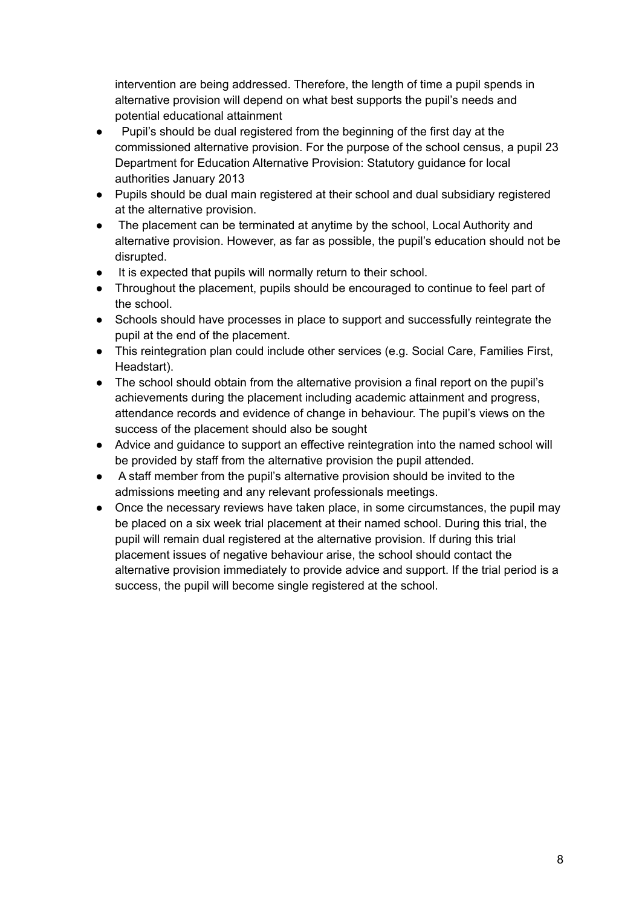intervention are being addressed. Therefore, the length of time a pupil spends in alternative provision will depend on what best supports the pupil's needs and potential educational attainment

- Pupil's should be dual registered from the beginning of the first day at the commissioned alternative provision. For the purpose of the school census, a pupil 23 Department for Education Alternative Provision: Statutory guidance for local authorities January 2013
- Pupils should be dual main registered at their school and dual subsidiary registered at the alternative provision.
- The placement can be terminated at anytime by the school, Local Authority and alternative provision. However, as far as possible, the pupil's education should not be disrupted.
- It is expected that pupils will normally return to their school.
- Throughout the placement, pupils should be encouraged to continue to feel part of the school.
- Schools should have processes in place to support and successfully reintegrate the pupil at the end of the placement.
- This reintegration plan could include other services (e.g. Social Care, Families First, Headstart).
- The school should obtain from the alternative provision a final report on the pupil's achievements during the placement including academic attainment and progress, attendance records and evidence of change in behaviour. The pupil's views on the success of the placement should also be sought
- Advice and guidance to support an effective reintegration into the named school will be provided by staff from the alternative provision the pupil attended.
- A staff member from the pupil's alternative provision should be invited to the admissions meeting and any relevant professionals meetings.
- Once the necessary reviews have taken place, in some circumstances, the pupil may be placed on a six week trial placement at their named school. During this trial, the pupil will remain dual registered at the alternative provision. If during this trial placement issues of negative behaviour arise, the school should contact the alternative provision immediately to provide advice and support. If the trial period is a success, the pupil will become single registered at the school.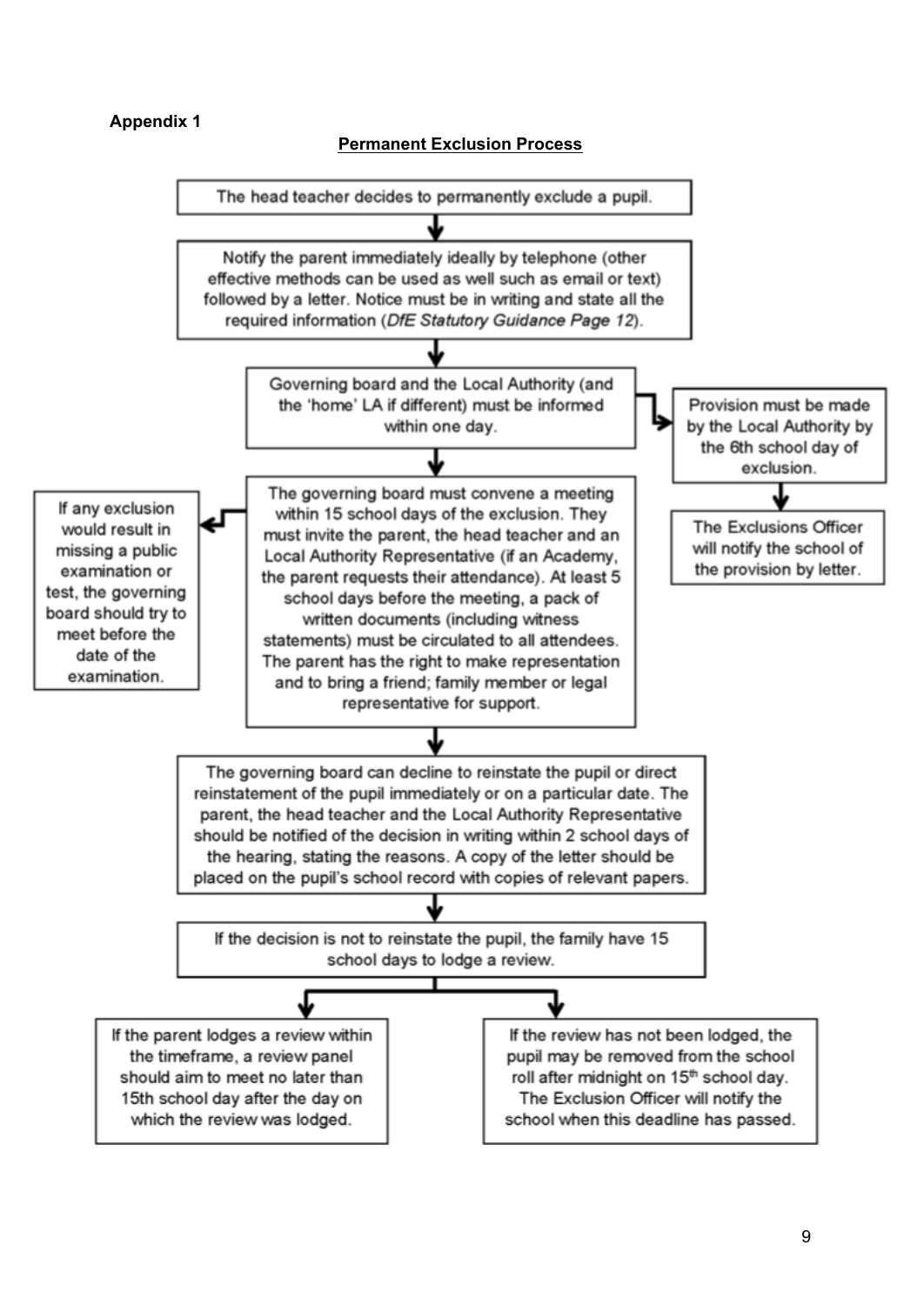**Appendix 1**

## Permanent Exclusion Process

The head teacher decides to permanently exclude a pupil.

↓

Notify the parent immediately ideally by telephone (other effective methods can be used as well such as email or text) followed by a letter. Notice must be in writing and state all the required information (*DfE Statutory Guidance Page 12*).

↓

Governing board and the Local Authority (and the 'home' LA if different) must be informed within one day.

→ Provision must be made by the Local Authority by the 6th school day of exclusion.

↓ The Exclusions Officer will notify the school of the provision by letter.

↓

The governing board must convene a meeting within 15 school days of the exclusion. They must invite the parent, the head teacher and an Local Authority Representative (if an Academy, the parent requests their attendance). At least 5 school days before the meeting, a pack of written documents (including witness statements) must be circulated to all attendees. The parent has the right to make representation and to bring a friend; family member or legal representative for support.

→ If any exclusion would result in missing a public examination or test, the governing board should try to meet before the date of the examination.

↓

The governing board can decline to reinstate the pupil or direct reinstatement of the pupil immediately or on a particular date. The parent, the head teacher and the Local Authority Representative should be notified of the decision in writing within 2 school days of the hearing, stating the reasons. A copy of the letter should be placed on the pupil's school record with copies of relevant papers.

↓

If the decision is not to reinstate the pupil, the family have 15 school days to lodge a review.

↓

- If the parent lodges a review within the timeframe, a review panel should aim to meet no later than 15th school day after the day on which the review was lodged.
- If the review has not been lodged, the pupil may be removed from the school roll after midnight on 15th school day. The Exclusion Officer will notify the school when this deadline has passed.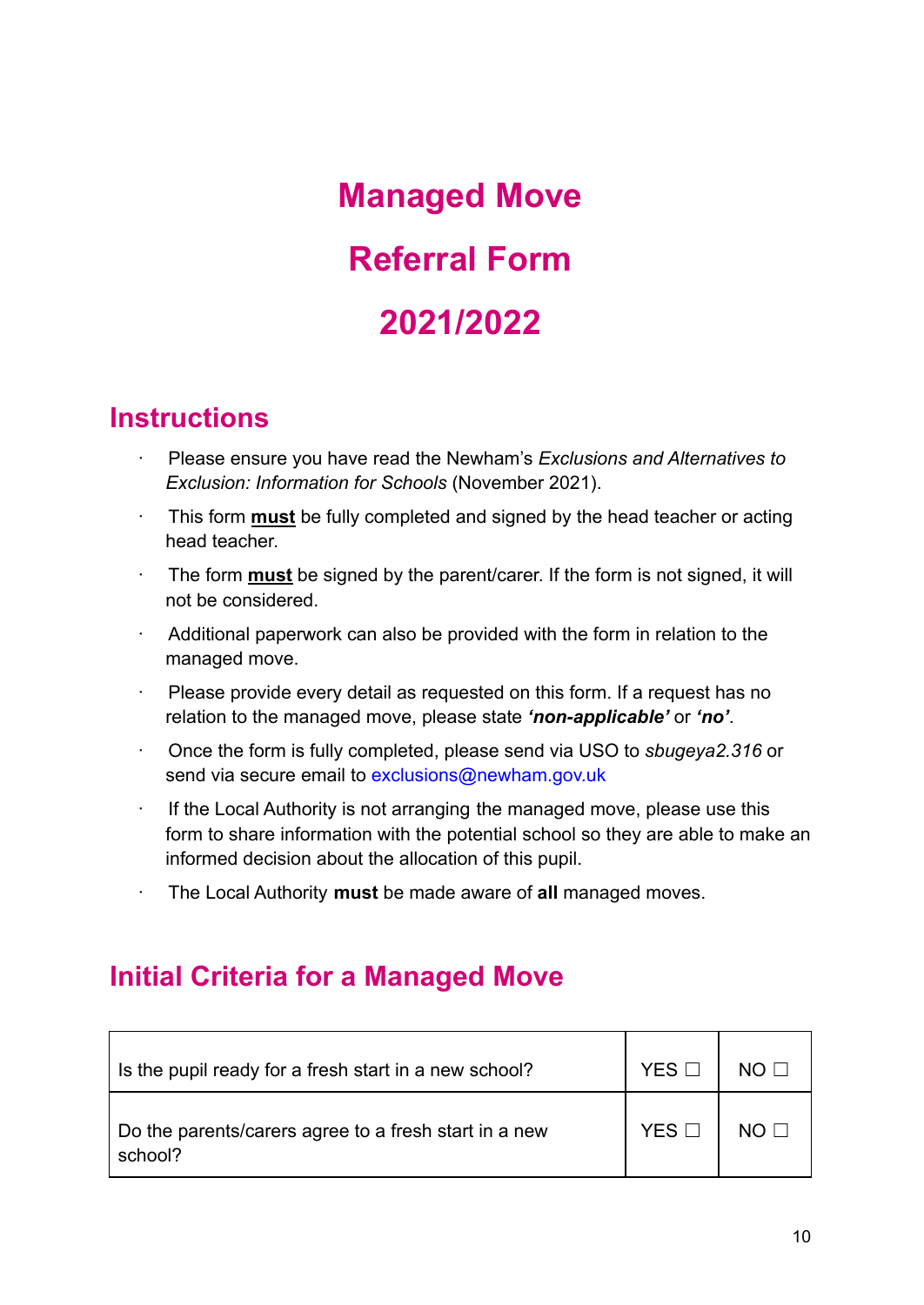# Managed Move

# Referral Form

# 2021/2022

## Instructions

- Please ensure you have read the Newham's *Exclusions and Alternatives to Exclusion: Information for Schools* (November 2021).
- This form **must** be fully completed and signed by the head teacher or acting head teacher.
- The form **must** be signed by the parent/carer. If the form is not signed, it will not be considered.
- Additional paperwork can also be provided with the form in relation to the managed move.
- Please provide every detail as requested on this form. If a request has no relation to the managed move, please state ***'non-applicable'*** or ***'no'***.
- Once the form is fully completed, please send via USO to *sbugeya2.316* or send via secure email to exclusions@newham.gov.uk
- If the Local Authority is not arranging the managed move, please use this form to share information with the potential school so they are able to make an informed decision about the allocation of this pupil.
- The Local Authority **must** be made aware of **all** managed moves.

## Initial Criteria for a Managed Move

| | | |
|---|---|---|
| Is the pupil ready for a fresh start in a new school? | YES ☐ | NO ☐ |
| Do the parents/carers agree to a fresh start in a new school? | YES ☐ | NO ☐ |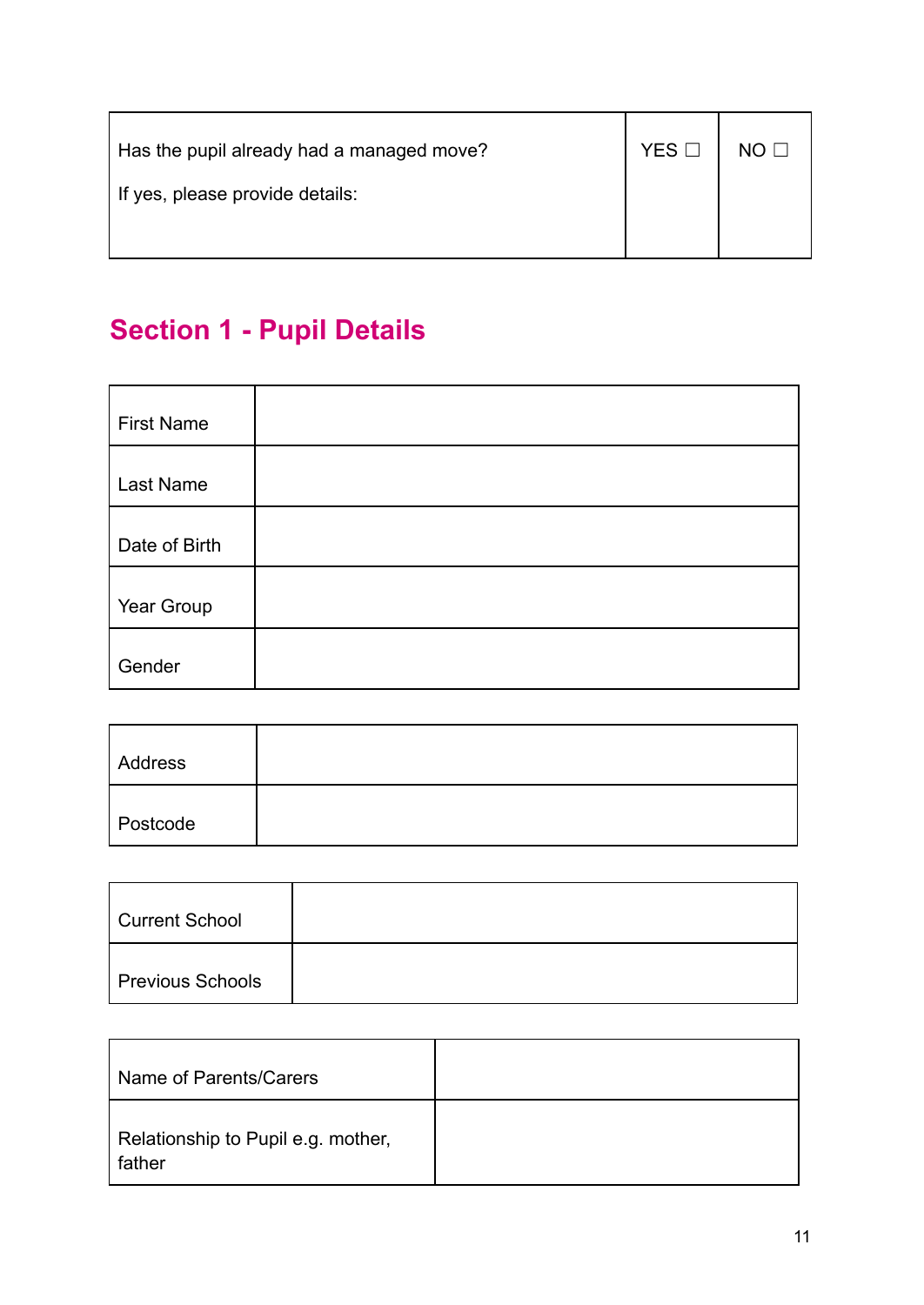| Has the pupil already had a managed move?<br><br>If yes, please provide details: | YES ☐ | NO ☐ |
|---|---|---|

## Section 1 - Pupil Details

| First Name | |
|---|---|
| Last Name | |
| Date of Birth | |
| Year Group | |
| Gender | |

| Address | |
|---|---|
| Postcode | |

| Current School | |
|---|---|
| Previous Schools | |

| Name of Parents/Carers | |
|---|---|
| Relationship to Pupil e.g. mother, father | |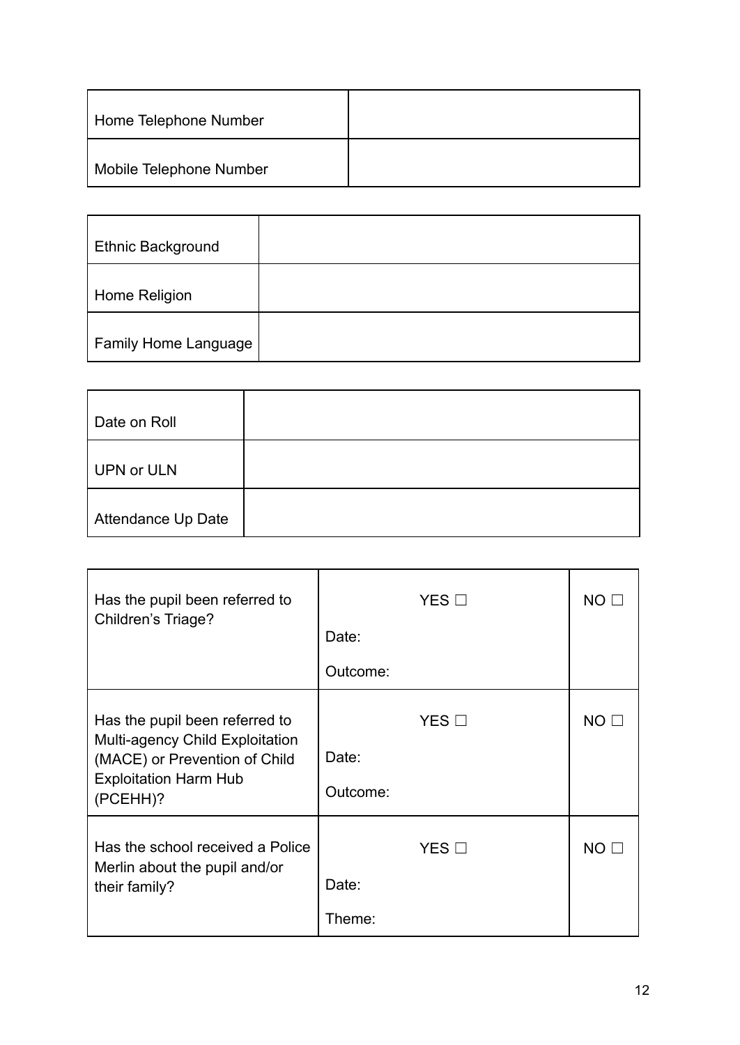| Home Telephone Number | |
|---|---|
| Mobile Telephone Number | |

| Ethnic Background | |
|---|---|
| Home Religion | |
| Family Home Language | |

| Date on Roll | |
|---|---|
| UPN or ULN | |
| Attendance Up Date | |

| Has the pupil been referred to Children's Triage? | YES ☐<br>Date:<br>Outcome: | NO ☐ |
|---|---|---|
| Has the pupil been referred to Multi-agency Child Exploitation (MACE) or Prevention of Child Exploitation Harm Hub (PCEHH)? | YES ☐<br>Date:<br>Outcome: | NO ☐ |
| Has the school received a Police Merlin about the pupil and/or their family? | YES ☐<br>Date:<br>Theme: | NO ☐ |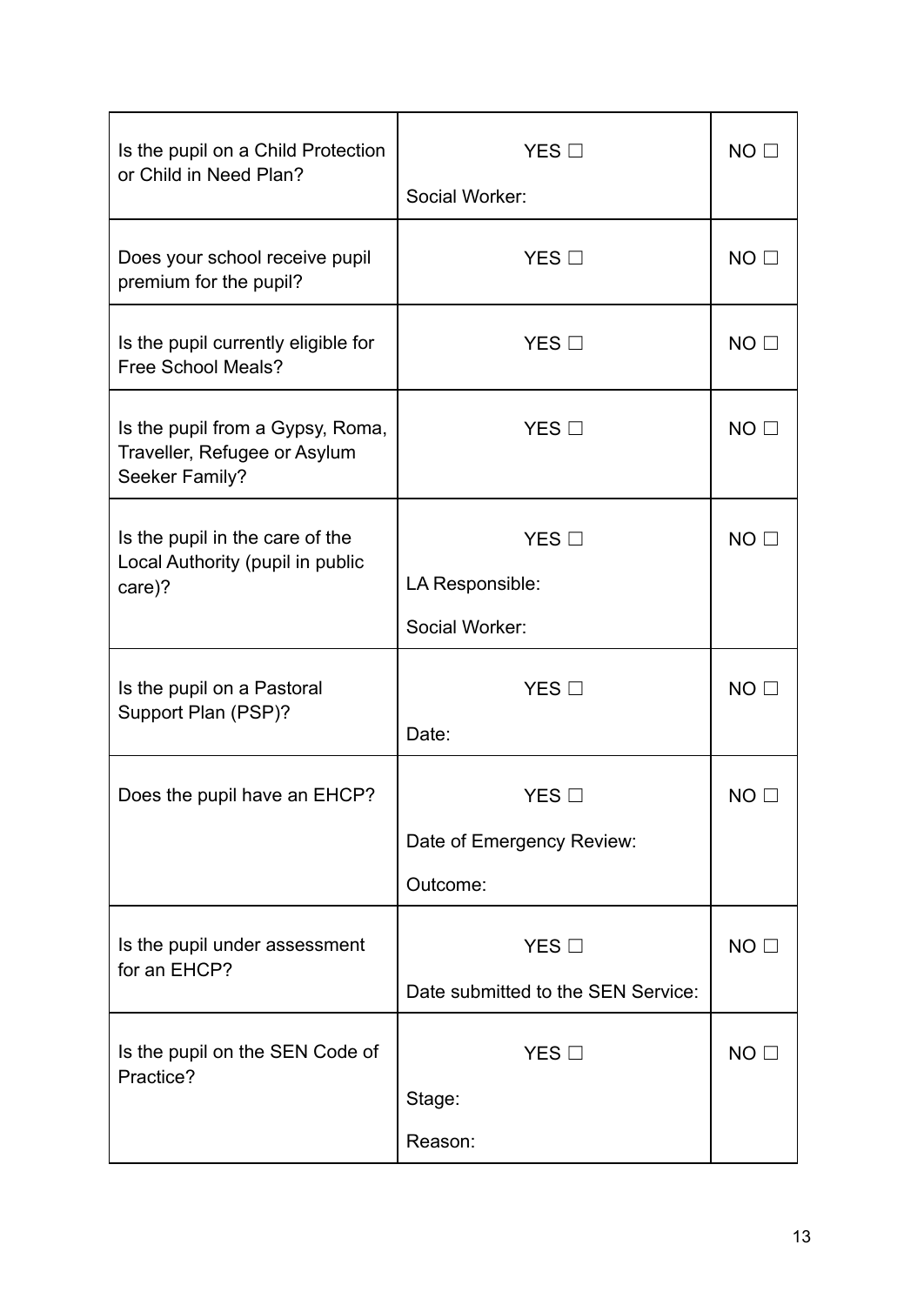| | | |
|---|---|---|
| Is the pupil on a Child Protection or Child in Need Plan? | YES ☐<br><br>Social Worker: | NO ☐ |
| Does your school receive pupil premium for the pupil? | YES ☐ | NO ☐ |
| Is the pupil currently eligible for Free School Meals? | YES ☐ | NO ☐ |
| Is the pupil from a Gypsy, Roma, Traveller, Refugee or Asylum Seeker Family? | YES ☐ | NO ☐ |
| Is the pupil in the care of the Local Authority (pupil in public care)? | YES ☐<br><br>LA Responsible:<br><br>Social Worker: | NO ☐ |
| Is the pupil on a Pastoral Support Plan (PSP)? | YES ☐<br><br>Date: | NO ☐ |
| Does the pupil have an EHCP? | YES ☐<br><br>Date of Emergency Review:<br><br>Outcome: | NO ☐ |
| Is the pupil under assessment for an EHCP? | YES ☐<br><br>Date submitted to the SEN Service: | NO ☐ |
| Is the pupil on the SEN Code of Practice? | YES ☐<br><br>Stage:<br><br>Reason: | NO ☐ |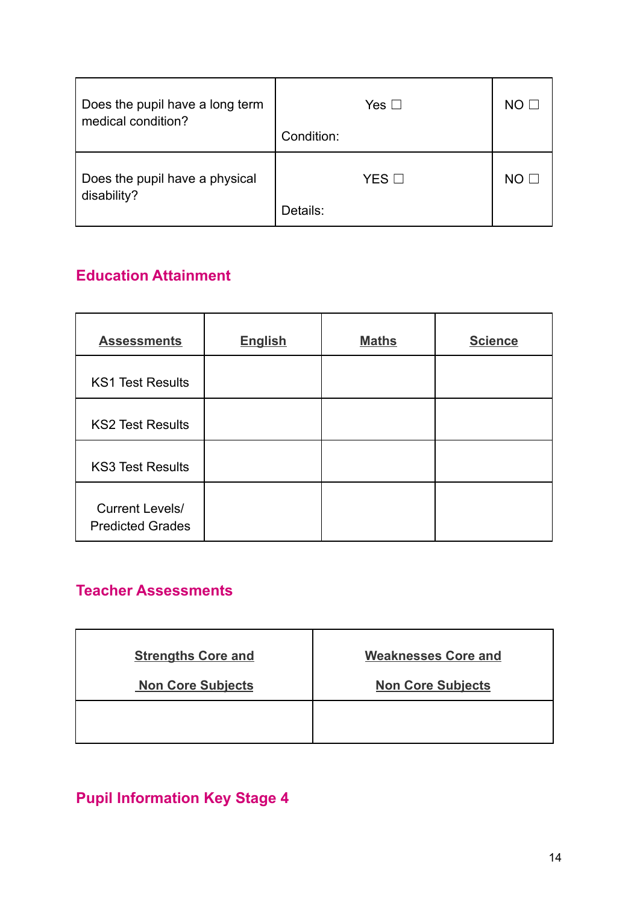| Does the pupil have a long term medical condition? | Yes ☐<br><br>Condition: | NO ☐ |
|---|---|---|
| Does the pupil have a physical disability? | YES ☐<br><br>Details: | NO ☐ |

## Education Attainment

| **Assessments** | **English** | **Maths** | **Science** |
|---|---|---|---|
| KS1 Test Results | | | |
| KS2 Test Results | | | |
| KS3 Test Results | | | |
| Current Levels/ Predicted Grades | | | |

## Teacher Assessments

| **Strengths Core and Non Core Subjects** | **Weaknesses Core and Non Core Subjects** |
|---|---|
| | |

## Pupil Information Key Stage 4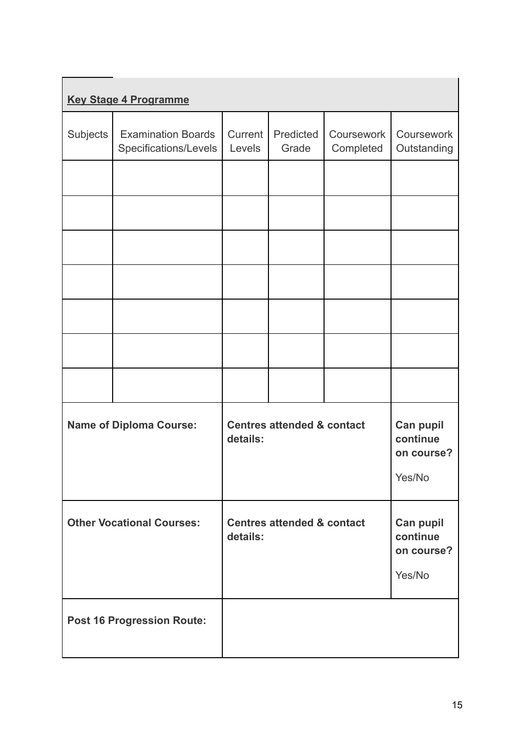**Key Stage 4 Programme**

| Subjects | Examination Boards Specifications/Levels | Current Levels | Predicted Grade | Coursework Completed | Coursework Outstanding |
|---|---|---|---|---|---|
| | | | | | |
| | | | | | |
| | | | | | |
| | | | | | |
| | | | | | |
| | | | | | |
| | | | | | |
| **Name of Diploma Course:** | | **Centres attended & contact details:** | | | **Can pupil continue on course?** Yes/No |
| **Other Vocational Courses:** | | **Centres attended & contact details:** | | | **Can pupil continue on course?** Yes/No |
| **Post 16 Progression Route:** | | | | | |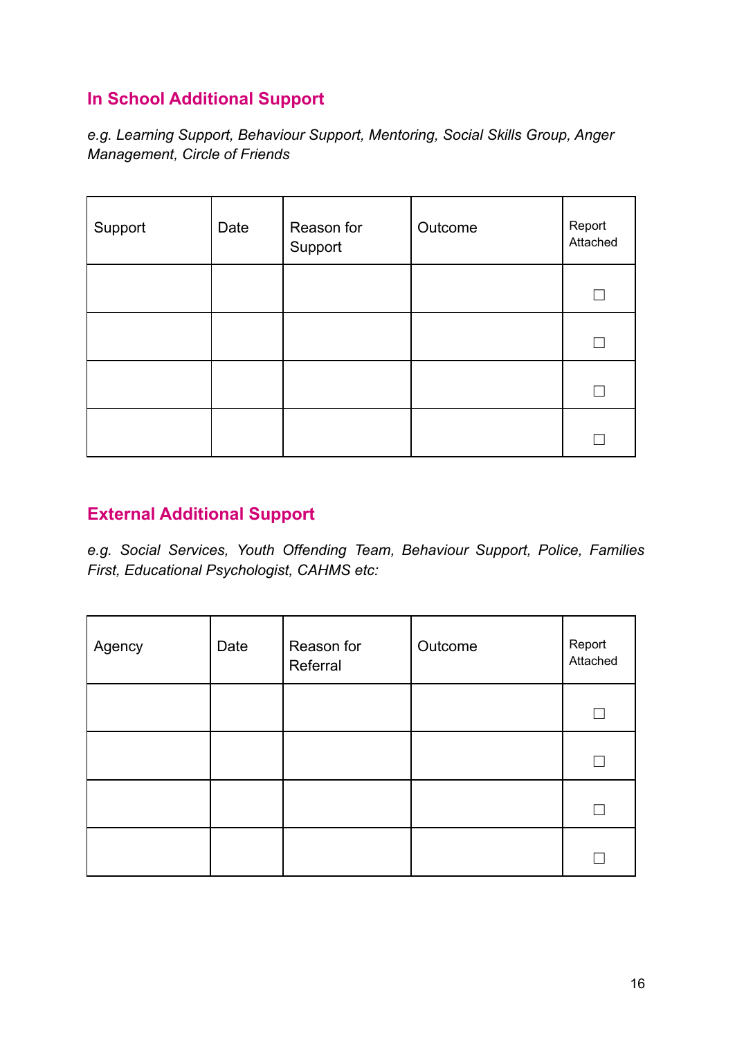## In School Additional Support

*e.g. Learning Support, Behaviour Support, Mentoring, Social Skills Group, Anger Management, Circle of Friends*

| Support | Date | Reason for Support | Outcome | Report Attached |
|---|---|---|---|---|
| | | | | ☐ |
| | | | | ☐ |
| | | | | ☐ |
| | | | | ☐ |

## External Additional Support

*e.g. Social Services, Youth Offending Team, Behaviour Support, Police, Families First, Educational Psychologist, CAHMS etc:*

| Agency | Date | Reason for Referral | Outcome | Report Attached |
|---|---|---|---|---|
| | | | | ☐ |
| | | | | ☐ |
| | | | | ☐ |
| | | | | ☐ |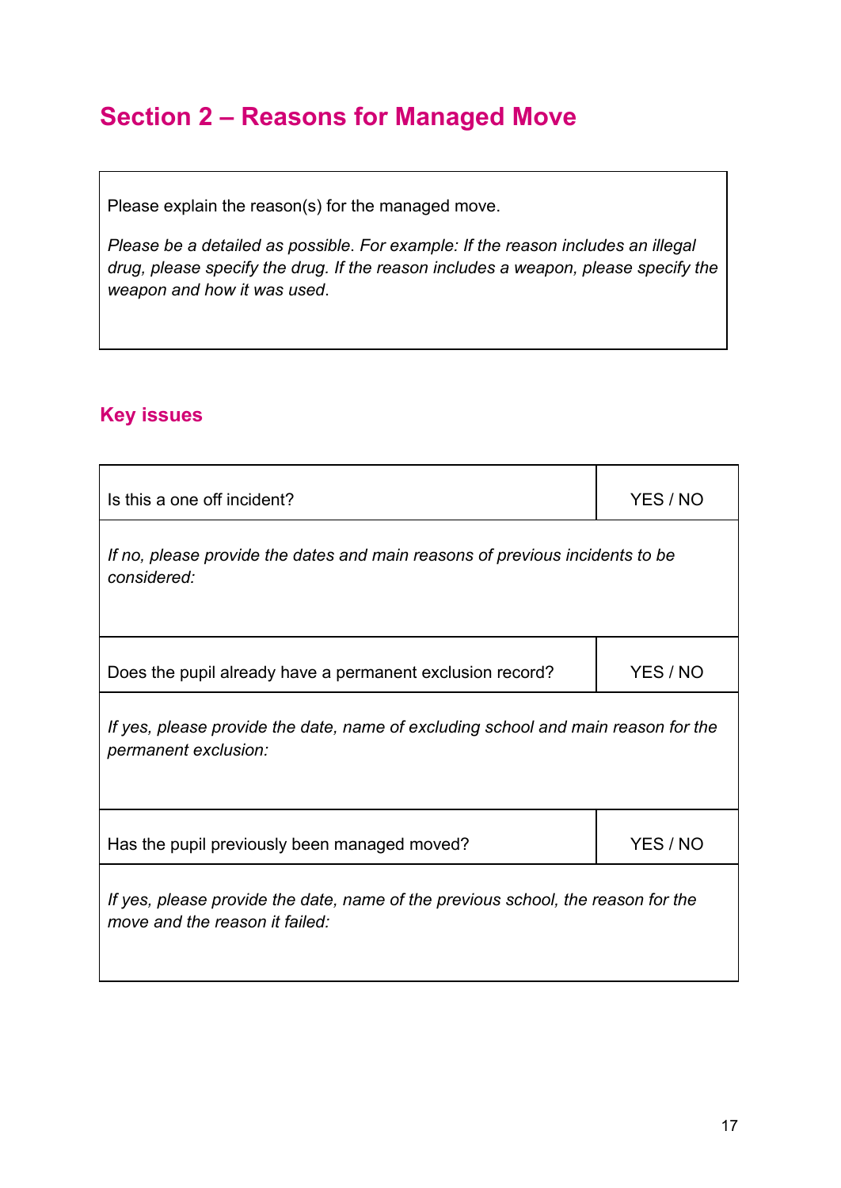## Section 2 – Reasons for Managed Move

| Please explain the reason(s) for the managed move.<br><br>*Please be a detailed as possible. For example: If the reason includes an illegal drug, please specify the drug. If the reason includes a weapon, please specify the weapon and how it was used*. |
|---|

### Key issues

| Is this a one off incident? | YES / NO |
|---|---|
| *If no, please provide the dates and main reasons of previous incidents to be considered:* | |
| Does the pupil already have a permanent exclusion record? | YES / NO |
| *If yes, please provide the date, name of excluding school and main reason for the permanent exclusion:* | |
| Has the pupil previously been managed moved? | YES / NO |
| *If yes, please provide the date, name of the previous school, the reason for the move and the reason it failed:* | |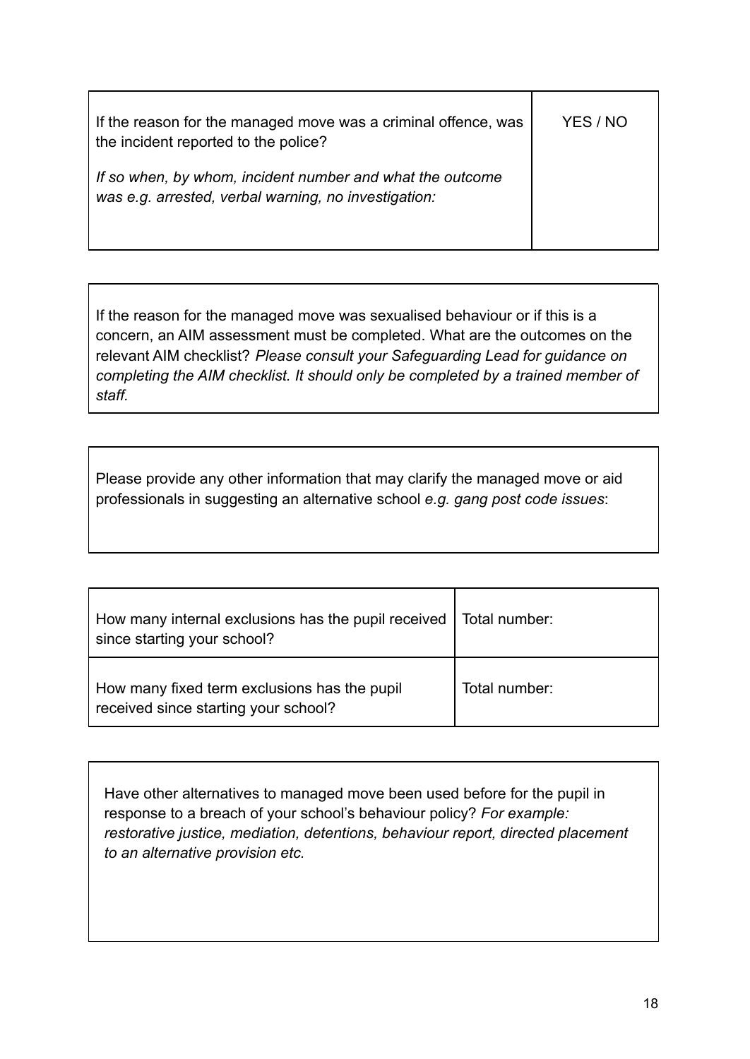| If the reason for the managed move was a criminal offence, was the incident reported to the police?<br><br>*If so when, by whom, incident number and what the outcome was e.g. arrested, verbal warning, no investigation:* | YES / NO |
|---|---|

| If the reason for the managed move was sexualised behaviour or if this is a concern, an AIM assessment must be completed. What are the outcomes on the relevant AIM checklist? *Please consult your Safeguarding Lead for guidance on completing the AIM checklist. It should only be completed by a trained member of staff.* |
|---|

| Please provide any other information that may clarify the managed move or aid professionals in suggesting an alternative school *e.g. gang post code issues*: |
|---|

| How many internal exclusions has the pupil received since starting your school? | Total number: |
|---|---|
| How many fixed term exclusions has the pupil received since starting your school? | Total number: |

| Have other alternatives to managed move been used before for the pupil in response to a breach of your school's behaviour policy? *For example: restorative justice, mediation, detentions, behaviour report, directed placement to an alternative provision etc.* |
|---|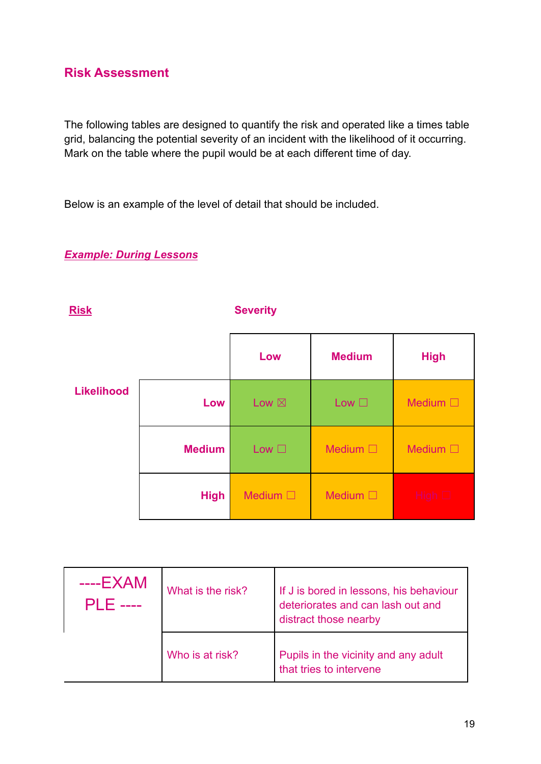## Risk Assessment

The following tables are designed to quantify the risk and operated like a times table grid, balancing the potential severity of an incident with the likelihood of it occurring. Mark on the table where the pupil would be at each different time of day.

Below is an example of the level of detail that should be included.

***Example: During Lessons***

| **Risk** | | **Severity** | | |
|---|---|---|---|---|
| | | **Low** | **Medium** | **High** |
| **Likelihood** | **Low** | Low ☒ | Low ☐ | Medium ☐ |
| | **Medium** | Low ☐ | Medium ☐ | Medium ☐ |
| | **High** | Medium ☐ | Medium ☐ | High ☐ |

| ----EXAMPLE ---- | What is the risk? | If J is bored in lessons, his behaviour deteriorates and can lash out and distract those nearby |
|---|---|---|
| | Who is at risk? | Pupils in the vicinity and any adult that tries to intervene |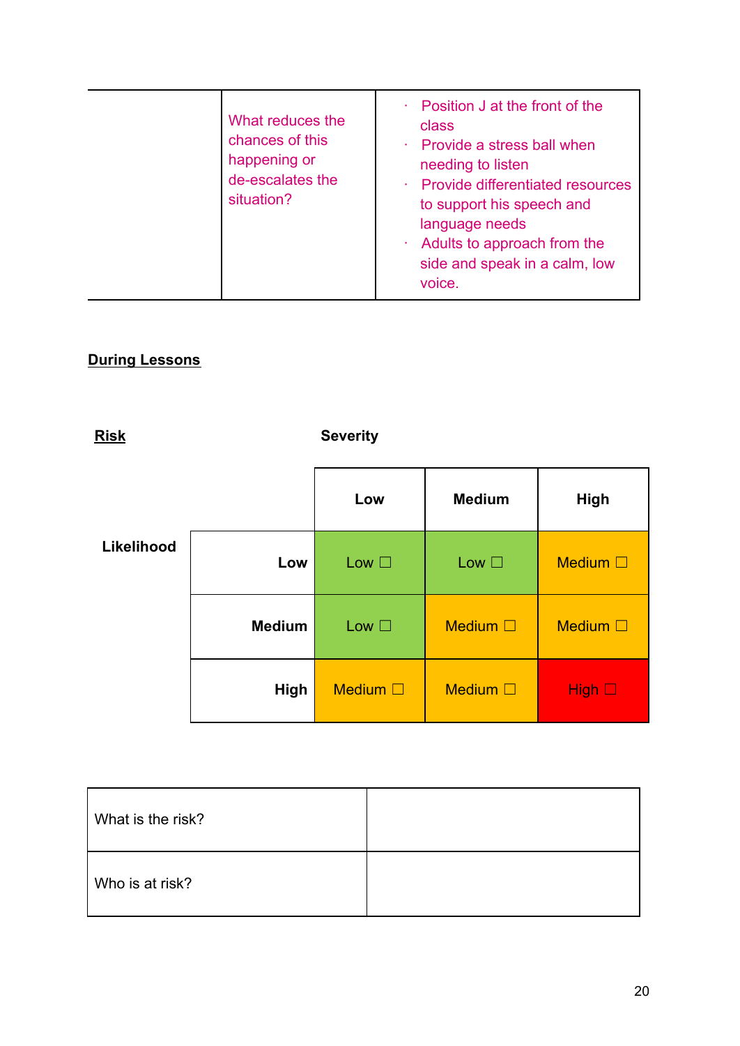| | What reduces the chances of this happening or de-escalates the situation? | · Position J at the front of the class<br>· Provide a stress ball when needing to listen<br>· Provide differentiated resources to support his speech and language needs<br>· Adults to approach from the side and speak in a calm, low voice. |
|---|---|---|

**During Lessons**

**Risk**

| | | **Severity** | | |
|---|---|---|---|---|
| | | **Low** | **Medium** | **High** |
| **Likelihood** | **Low** | Low ☐ | Low ☐ | Medium ☐ |
| | **Medium** | Low ☐ | Medium ☐ | Medium ☐ |
| | **High** | Medium ☐ | Medium ☐ | High ☐ |

| What is the risk? | |
|---|---|
| Who is at risk? | |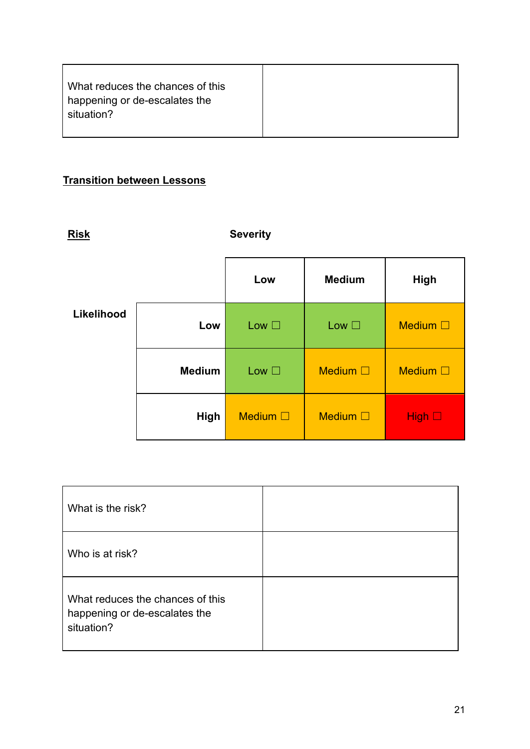| What reduces the chances of this happening or de-escalates the situation? | |
|---|---|

**Transition between Lessons**

**Risk** **Severity**

| **Likelihood** | | **Low** | **Medium** | **High** |
|---|---|---|---|---|
| | **Low** | Low ☐ | Low ☐ | Medium ☐ |
| | **Medium** | Low ☐ | Medium ☐ | Medium ☐ |
| | **High** | Medium ☐ | Medium ☐ | High ☐ |

| What is the risk? | |
|---|---|
| Who is at risk? | |
| What reduces the chances of this happening or de-escalates the situation? | |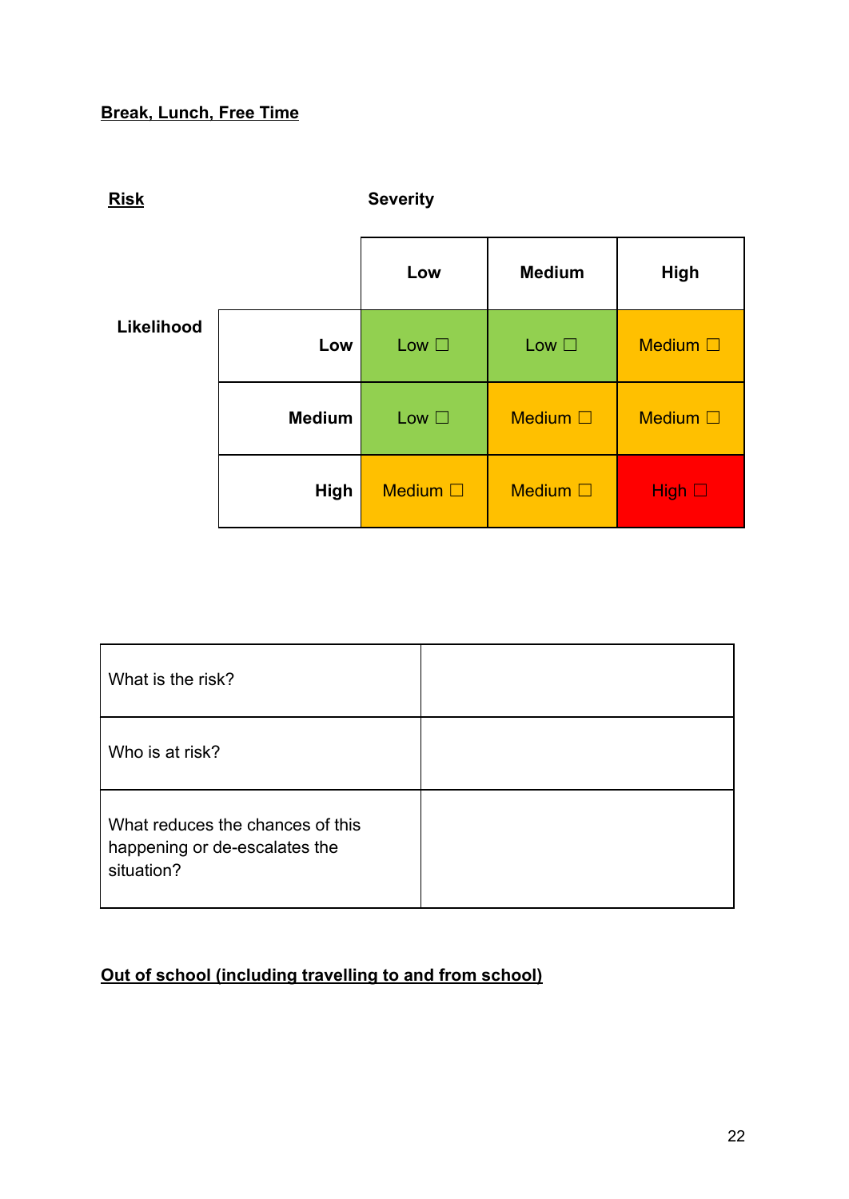**Break, Lunch, Free Time**

**Risk** **Severity**

| **Likelihood** | | **Low** | **Medium** | **High** |
|---|---|---|---|---|
| | **Low** | Low ☐ | Low ☐ | Medium ☐ |
| | **Medium** | Low ☐ | Medium ☐ | Medium ☐ |
| | **High** | Medium ☐ | Medium ☐ | High ☐ |

| What is the risk? | |
|---|---|
| Who is at risk? | |
| What reduces the chances of this happening or de-escalates the situation? | |

**Out of school (including travelling to and from school)**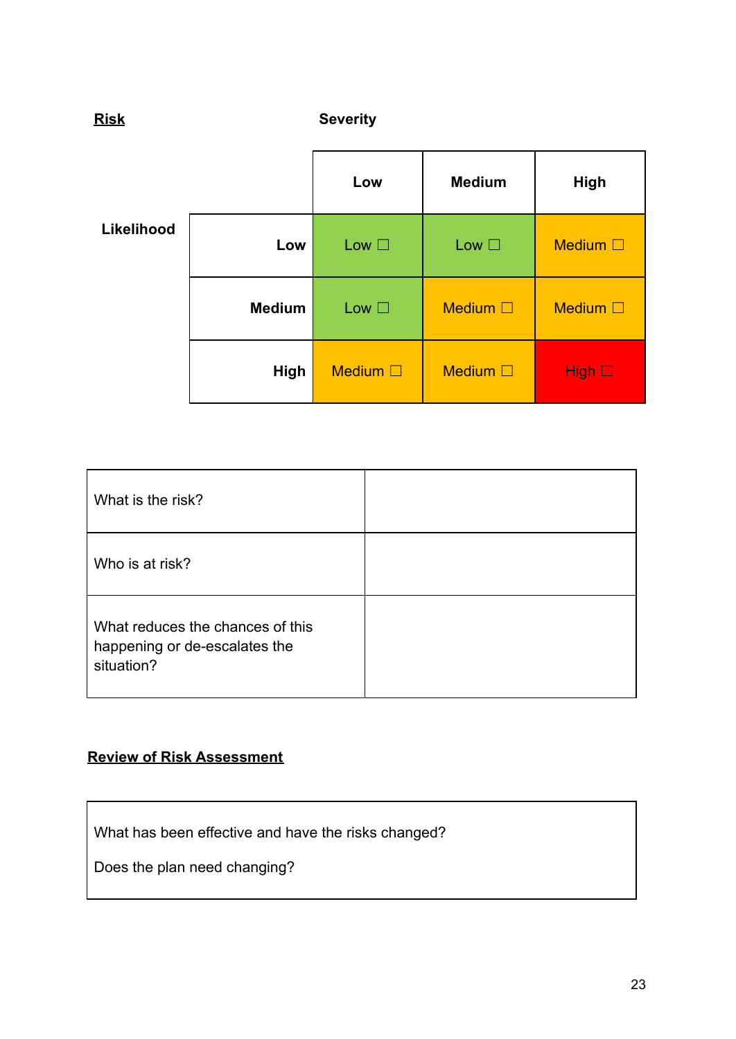**Risk**

| | | Severity | | |
|---|---|---|---|---|
| **Likelihood** | | **Low** | **Medium** | **High** |
| | **Low** | Low ☐ | Low ☐ | Medium ☐ |
| | **Medium** | Low ☐ | Medium ☐ | Medium ☐ |
| | **High** | Medium ☐ | Medium ☐ | High ☐ |

| | |
|---|---|
| What is the risk? | |
| Who is at risk? | |
| What reduces the chances of this happening or de-escalates the situation? | |

**Review of Risk Assessment**

| |
|---|
| What has been effective and have the risks changed?<br><br>Does the plan need changing? |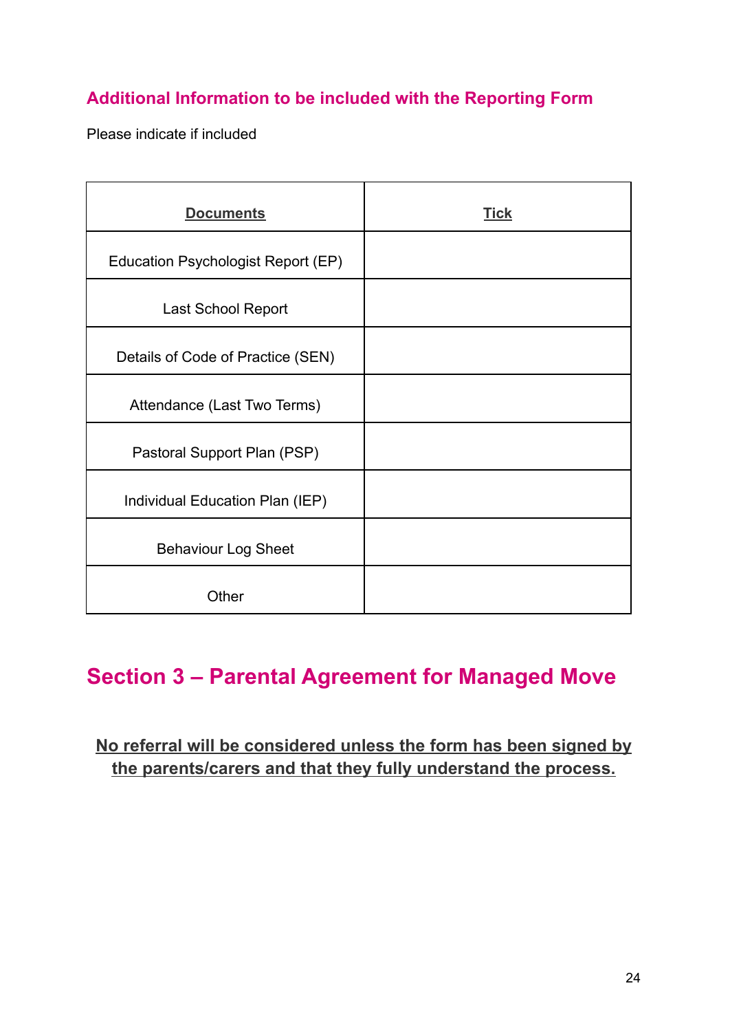### Additional Information to be included with the Reporting Form

Please indicate if included

| **Documents** | **Tick** |
| --- | --- |
| Education Psychologist Report (EP) | |
| Last School Report | |
| Details of Code of Practice (SEN) | |
| Attendance (Last Two Terms) | |
| Pastoral Support Plan (PSP) | |
| Individual Education Plan (IEP) | |
| Behaviour Log Sheet | |
| Other | |

## Section 3 – Parental Agreement for Managed Move

**No referral will be considered unless the form has been signed by the parents/carers and that they fully understand the process.**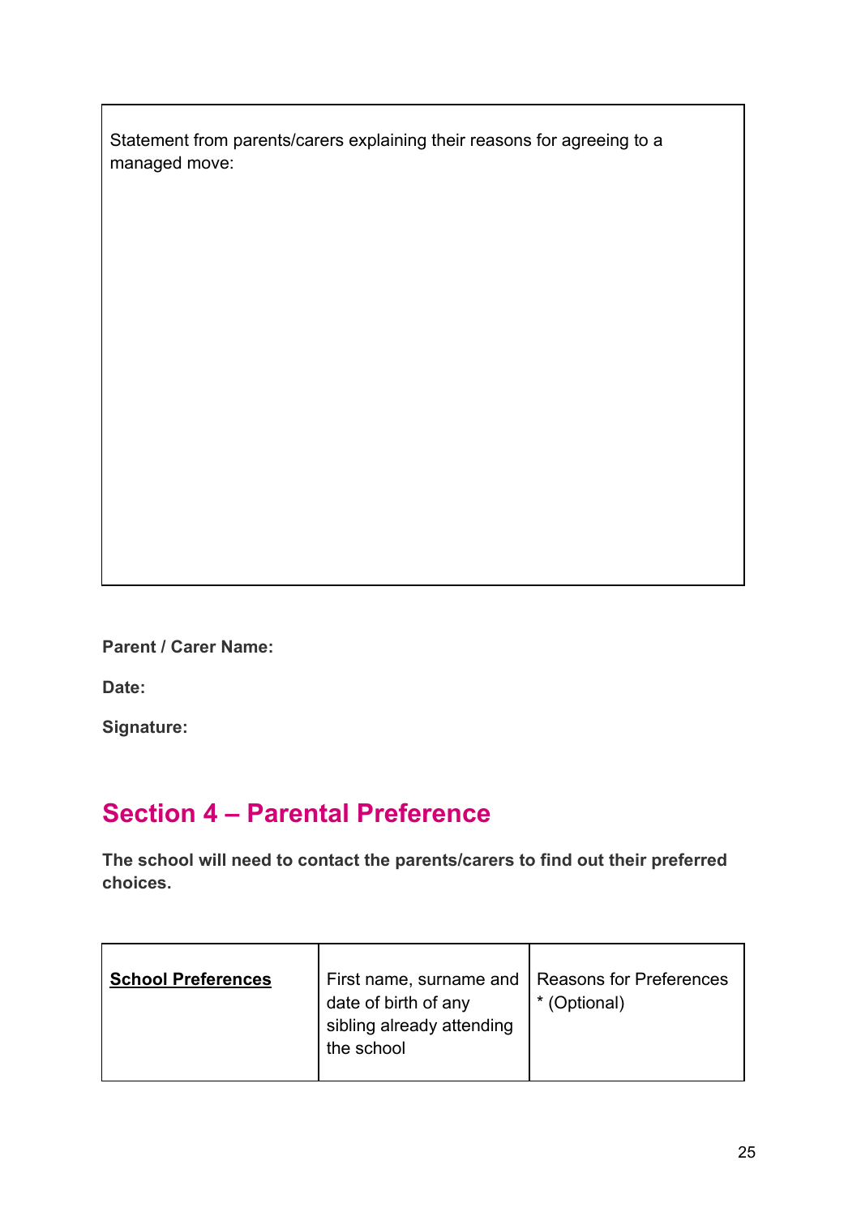| Statement from parents/carers explaining their reasons for agreeing to a managed move: |
| --- |

**Parent / Carer Name:**

**Date:**

**Signature:**

## Section 4 – Parental Preference

**The school will need to contact the parents/carers to find out their preferred choices.**

| **School Preferences** | First name, surname and date of birth of any sibling already attending the school | Reasons for Preferences * (Optional) |
| --- | --- | --- |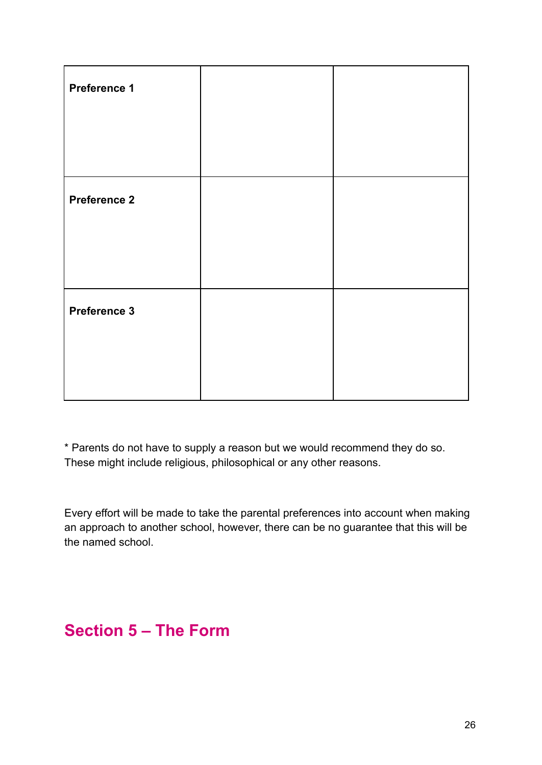| Preference 1 | | |
|---|---|---|
| Preference 2 | | |
| Preference 3 | | |

* Parents do not have to supply a reason but we would recommend they do so. These might include religious, philosophical or any other reasons.

Every effort will be made to take the parental preferences into account when making an approach to another school, however, there can be no guarantee that this will be the named school.

## Section 5 – The Form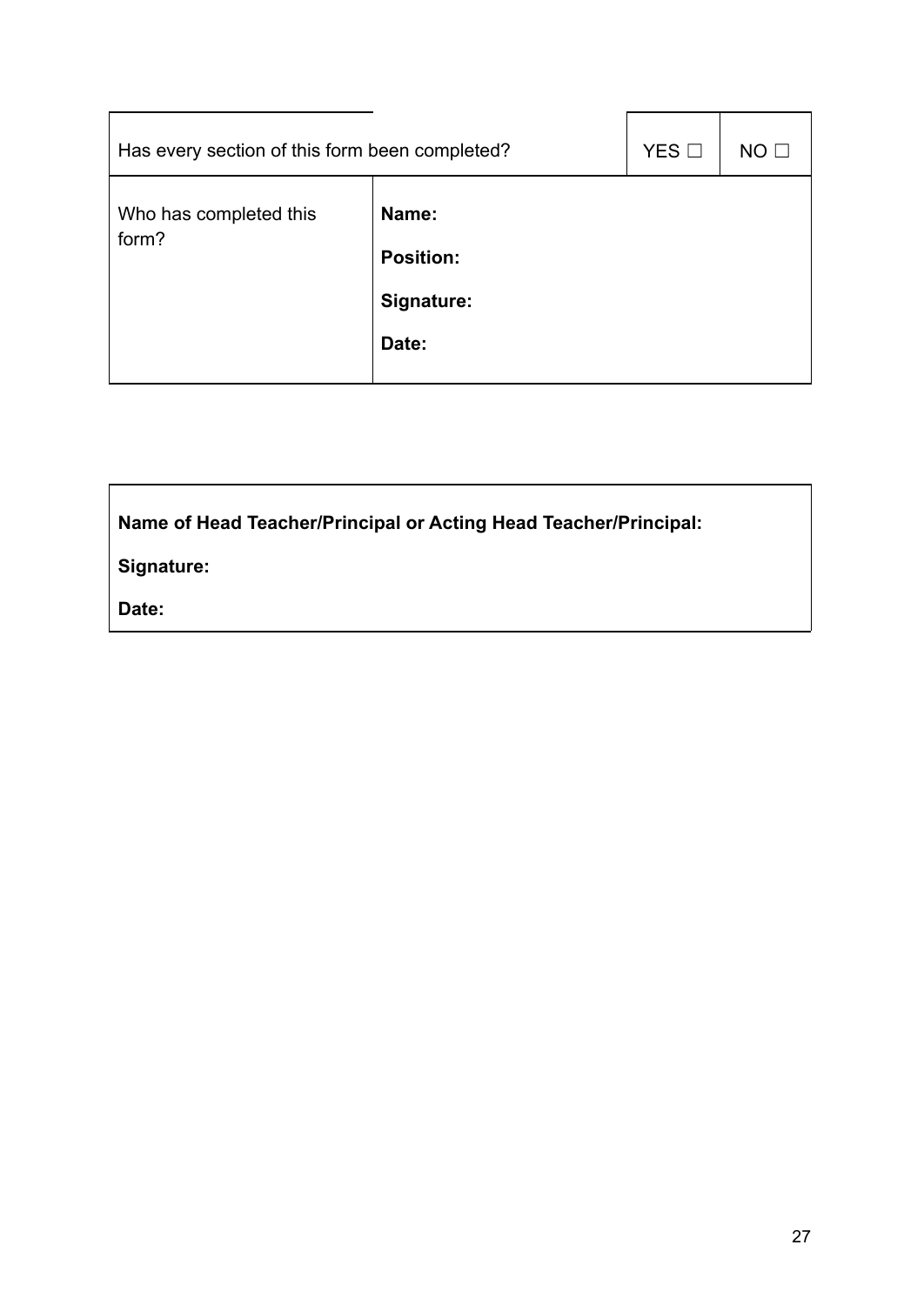| | | | |
|---|---|---|---|
| Has every section of this form been completed? | | YES ☐ | NO ☐ |
| Who has completed this form? | **Name:**<br>**Position:**<br>**Signature:**<br>**Date:** | | |

| |
|---|
| **Name of Head Teacher/Principal or Acting Head Teacher/Principal:**<br>**Signature:**<br>**Date:** |